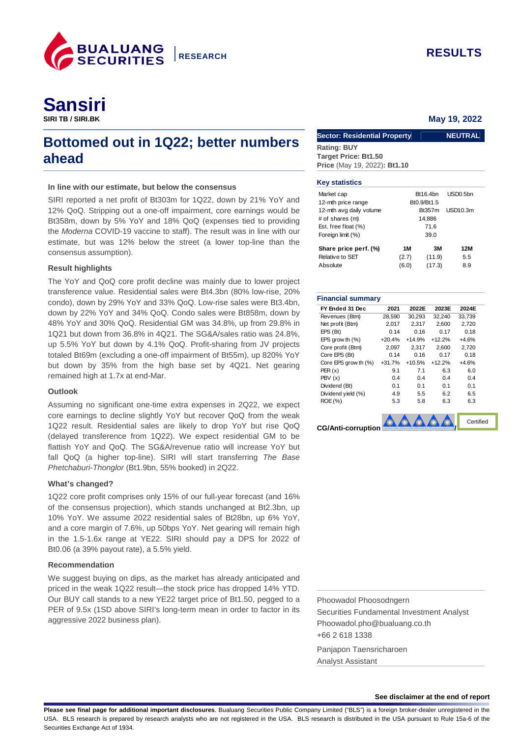BUALUANG SECURITIES | RESEARCH

RESULTS

# Sansiri

**SIRI TB / SIRI.BK**

**May 19, 2022**

## Bottomed out in 1Q22; better numbers ahead

**Sector: Residential Property** — **NEUTRAL**

**Rating: BUY**
**Target Price: Bt1.50**
**Price** (May 19, 2022)**: Bt1.10**

### In line with our estimate, but below the consensus

SIRI reported a net profit of Bt303m for 1Q22, down by 21% YoY and 12% QoQ. Stripping out a one-off impairment, core earnings would be Bt358m, down by 5% YoY and 18% QoQ (expenses tied to providing the *Moderna* COVID-19 vaccine to staff). The result was in line with our estimate, but was 12% below the street (a lower top-line than the consensus assumption).

### Result highlights

The YoY and QoQ core profit decline was mainly due to lower project transference value. Residential sales were Bt4.3bn (80% low-rise, 20% condo), down by 29% YoY and 33% QoQ. Low-rise sales were Bt3.4bn, down by 22% YoY and 34% QoQ. Condo sales were Bt858m, down by 48% YoY and 30% QoQ. Residential GM was 34.8%, up from 29.8% in 1Q21 but down from 36.8% in 4Q21. The SG&A/sales ratio was 24.8%, up 5.5% YoY but down by 4.1% QoQ. Profit-sharing from JV projects totaled Bt69m (excluding a one-off impairment of Bt55m), up 820% YoY but down by 35% from the high base set by 4Q21. Net gearing remained high at 1.7x at end-Mar.

### Outlook

Assuming no significant one-time extra expenses in 2Q22, we expect core earnings to decline slightly YoY but recover QoQ from the weak 1Q22 result. Residential sales are likely to drop YoY but rise QoQ (delayed transference from 1Q22). We expect residential GM to be flattish YoY and QoQ. The SG&A/revenue ratio will increase YoY but fall QoQ (a higher top-line). SIRI will start transferring *The Base Phetchaburi-Thonglor* (Bt1.9bn, 55% booked) in 2Q22.

### What's changed?

1Q22 core profit comprises only 15% of our full-year forecast (and 16% of the consensus projection), which stands unchanged at Bt2.3bn, up 10% YoY. We assume 2022 residential sales of Bt28bn, up 6% YoY, and a core margin of 7.6%, up 50bps YoY. Net gearing will remain high in the 1.5-1.6x range at YE22. SIRI should pay a DPS for 2022 of Bt0.06 (a 39% payout rate), a 5.5% yield.

### Recommendation

We suggest buying on dips, as the market has already anticipated and priced in the weak 1Q22 result—the stock price has dropped 14% YTD. Our BUY call stands to a new YE22 target price of Bt1.50, pegged to a PER of 9.5x (1SD above SIRI's long-term mean in order to factor in its aggressive 2022 business plan).

### Key statistics

| | | |
|---|---|---|
| Market cap | Bt16.4bn | USD0.5bn |
| 12-mth price range | Bt0.9/Bt1.5 | |
| 12-mth avg daily volume | Bt357m | USD10.3m |
| # of shares (m) | 14,886 | |
| Est. free float (%) | 71.6 | |
| Foreign limit (%) | 39.0 | |

| Share price perf. (%) | 1M | 3M | 12M |
|---|---|---|---|
| Relative to SET | (2.7) | (11.9) | 5.5 |
| Absolute | (6.0) | (17.3) | 8.9 |

### Financial summary

| FY Ended 31 Dec | 2021 | 2022E | 2023E | 2024E |
|---|---|---|---|---|
| Revenues (Btm) | 28,590 | 30,293 | 32,240 | 33,739 |
| Net profit (Btm) | 2,017 | 2,317 | 2,600 | 2,720 |
| EPS (Bt) | 0.14 | 0.16 | 0.17 | 0.18 |
| EPS growth (%) | +20.4% | +14.9% | +12.2% | +4.6% |
| Core profit (Btm) | 2,097 | 2,317 | 2,600 | 2,720 |
| Core EPS (Bt) | 0.14 | 0.16 | 0.17 | 0.18 |
| Core EPS growth (%) | +31.7% | +10.5% | +12.2% | +4.6% |
| PER (x) | 9.1 | 7.1 | 6.3 | 6.0 |
| PBV (x) | 0.4 | 0.4 | 0.4 | 0.4 |
| Dividend (Bt) | 0.1 | 0.1 | 0.1 | 0.1 |
| Dividend yield (%) | 4.9 | 5.5 | 6.2 | 6.5 |
| ROE (%) | 5.3 | 5.8 | 6.3 | 6.3 |

**CG/Anti-corruption** / Certified

Phoowadol Phoosodngern
Securities Fundamental Investment Analyst
Phoowadol.pho@bualuang.co.th
+66 2 618 1338

Panjapon Taensricharoen
Analyst Assistant

**See disclaimer at the end of report**

**Please see final page for additional important disclosures**. Bualuang Securities Public Company Limited ("BLS") is a foreign broker-dealer unregistered in the USA. BLS research is prepared by research analysts who are not registered in the USA. BLS research is distributed in the USA pursuant to Rule 15a-6 of the Securities Exchange Act of 1934.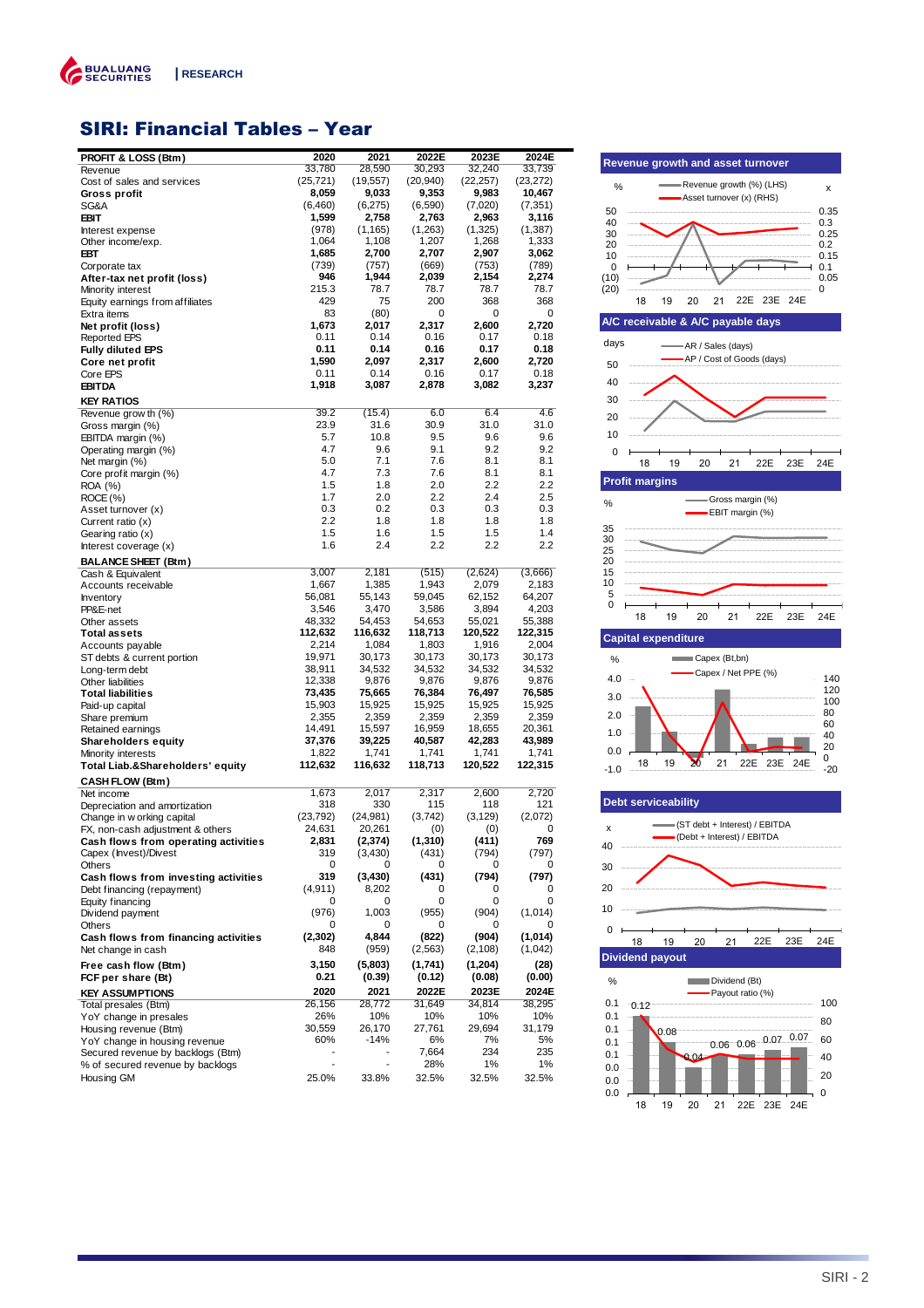# SIRI: Financial Tables – Year

| PROFIT & LOSS (Btm) | 2020 | 2021 | 2022E | 2023E | 2024E |
|---|---|---|---|---|---|
| Revenue | 33,780 | 28,590 | 30,293 | 32,240 | 33,739 |
| Cost of sales and services | (25,721) | (19,557) | (20,940) | (22,257) | (23,272) |
| **Gross profit** | **8,059** | **9,033** | **9,353** | **9,983** | **10,467** |
| SG&A | (6,460) | (6,275) | (6,590) | (7,020) | (7,351) |
| **EBIT** | **1,599** | **2,758** | **2,763** | **2,963** | **3,116** |
| Interest expense | (978) | (1,165) | (1,263) | (1,325) | (1,387) |
| Other income/exp. | 1,064 | 1,108 | 1,207 | 1,268 | 1,333 |
| **EBT** | **1,685** | **2,700** | **2,707** | **2,907** | **3,062** |
| Corporate tax | (739) | (757) | (669) | (753) | (789) |
| **After-tax net profit (loss)** | **946** | **1,944** | **2,039** | **2,154** | **2,274** |
| Minority interest | 215.3 | 78.7 | 78.7 | 78.7 | 78.7 |
| Equity earnings from affiliates | 429 | 75 | 200 | 368 | 368 |
| Extra items | 83 | (80) | 0 | 0 | 0 |
| **Net profit (loss)** | **1,673** | **2,017** | **2,317** | **2,600** | **2,720** |
| Reported EPS | 0.11 | 0.14 | 0.16 | 0.17 | 0.18 |
| **Fully diluted EPS** | **0.11** | **0.14** | **0.16** | **0.17** | **0.18** |
| **Core net profit** | **1,590** | **2,097** | **2,317** | **2,600** | **2,720** |
| Core EPS | 0.11 | 0.14 | 0.16 | 0.17 | 0.18 |
| **EBITDA** | **1,918** | **3,087** | **2,878** | **3,082** | **3,237** |
| **KEY RATIOS** | | | | | |
| Revenue growth (%) | 39.2 | (15.4) | 6.0 | 6.4 | 4.6 |
| Gross margin (%) | 23.9 | 31.6 | 30.9 | 31.0 | 31.0 |
| EBITDA margin (%) | 5.7 | 10.8 | 9.5 | 9.6 | 9.6 |
| Operating margin (%) | 4.7 | 9.6 | 9.1 | 9.2 | 9.2 |
| Net margin (%) | 5.0 | 7.1 | 7.6 | 8.1 | 8.1 |
| Core profit margin (%) | 4.7 | 7.3 | 7.6 | 8.1 | 8.1 |
| ROA (%) | 1.5 | 1.8 | 2.0 | 2.2 | 2.2 |
| ROCE (%) | 1.7 | 2.0 | 2.2 | 2.4 | 2.5 |
| Asset turnover (x) | 0.3 | 0.2 | 0.3 | 0.3 | 0.3 |
| Current ratio (x) | 2.2 | 1.8 | 1.8 | 1.8 | 1.8 |
| Gearing ratio (x) | 1.5 | 1.6 | 1.5 | 1.5 | 1.4 |
| Interest coverage (x) | 1.6 | 2.4 | 2.2 | 2.2 | 2.2 |
| **BALANCE SHEET (Btm)** | | | | | |
| Cash & Equivalent | 3,007 | 2,181 | (515) | (2,624) | (3,666) |
| Accounts receivable | 1,667 | 1,385 | 1,943 | 2,079 | 2,183 |
| Inventory | 56,081 | 55,143 | 59,045 | 62,152 | 64,207 |
| PP&E-net | 3,546 | 3,470 | 3,586 | 3,894 | 4,203 |
| Other assets | 48,332 | 54,453 | 54,653 | 55,021 | 55,388 |
| **Total assets** | **112,632** | **116,632** | **118,713** | **120,522** | **122,315** |
| Accounts payable | 2,214 | 1,084 | 1,803 | 1,916 | 2,004 |
| ST debts & current portion | 19,971 | 30,173 | 30,173 | 30,173 | 30,173 |
| Long-term debt | 38,911 | 34,532 | 34,532 | 34,532 | 34,532 |
| Other liabilities | 12,338 | 9,876 | 9,876 | 9,876 | 9,876 |
| **Total liabilities** | **73,435** | **75,665** | **76,384** | **76,497** | **76,585** |
| Paid-up capital | 15,903 | 15,925 | 15,925 | 15,925 | 15,925 |
| Share premium | 2,355 | 2,359 | 2,359 | 2,359 | 2,359 |
| Retained earnings | 14,491 | 15,597 | 16,959 | 18,655 | 20,361 |
| **Shareholders equity** | **37,376** | **39,225** | **40,587** | **42,283** | **43,989** |
| Minority interests | 1,822 | 1,741 | 1,741 | 1,741 | 1,741 |
| **Total Liab.&Shareholders' equity** | **112,632** | **116,632** | **118,713** | **120,522** | **122,315** |
| **CASH FLOW (Btm)** | | | | | |
| Net income | 1,673 | 2,017 | 2,317 | 2,600 | 2,720 |
| Depreciation and amortization | 318 | 330 | 115 | 118 | 121 |
| Change in working capital | (23,792) | (24,981) | (3,742) | (3,129) | (2,072) |
| FX, non-cash adjustment & others | 24,631 | 20,261 | (0) | (0) | 0 |
| **Cash flows from operating activities** | **2,831** | **(2,374)** | **(1,310)** | **(411)** | **769** |
| Capex (Invest)/Divest | 319 | (3,430) | (431) | (794) | (797) |
| Others | 0 | 0 | 0 | 0 | 0 |
| **Cash flows from investing activities** | **319** | **(3,430)** | **(431)** | **(794)** | **(797)** |
| Debt financing (repayment) | (4,911) | 8,202 | 0 | 0 | 0 |
| Equity financing | 0 | 0 | 0 | 0 | 0 |
| Dividend payment | (976) | 1,003 | (955) | (904) | (1,014) |
| Others | 0 | 0 | 0 | 0 | 0 |
| **Cash flows from financing activities** | **(2,302)** | **4,844** | **(822)** | **(904)** | **(1,014)** |
| Net change in cash | 848 | (959) | (2,563) | (2,108) | (1,042) |
| **Free cash flow (Btm)** | **3,150** | **(5,803)** | **(1,741)** | **(1,204)** | **(28)** |
| **FCF per share (Bt)** | **0.21** | **(0.39)** | **(0.12)** | **(0.08)** | **(0.00)** |
| **KEY ASSUMPTIONS** | **2020** | **2021** | **2022E** | **2023E** | **2024E** |
| Total presales (Btm) | 26,156 | 28,772 | 31,649 | 34,814 | 38,295 |
| YoY change in presales | 26% | 10% | 10% | 10% | 10% |
| Housing revenue (Btm) | 30,559 | 26,170 | 27,761 | 29,694 | 31,179 |
| YoY change in housing revenue | 60% | -14% | 6% | 7% | 5% |
| Secured revenue by backlogs (Btm) | - | - | 7,664 | 234 | 235 |
| % of secured revenue by backlogs | - | - | 28% | 1% | 1% |
| Housing GM | 25.0% | 33.8% | 32.5% | 32.5% | 32.5% |

**Revenue growth and asset turnover**

**A/C receivable & A/C payable days**

**Profit margins**

**Capital expenditure**

**Debt serviceability**

**Dividend payout**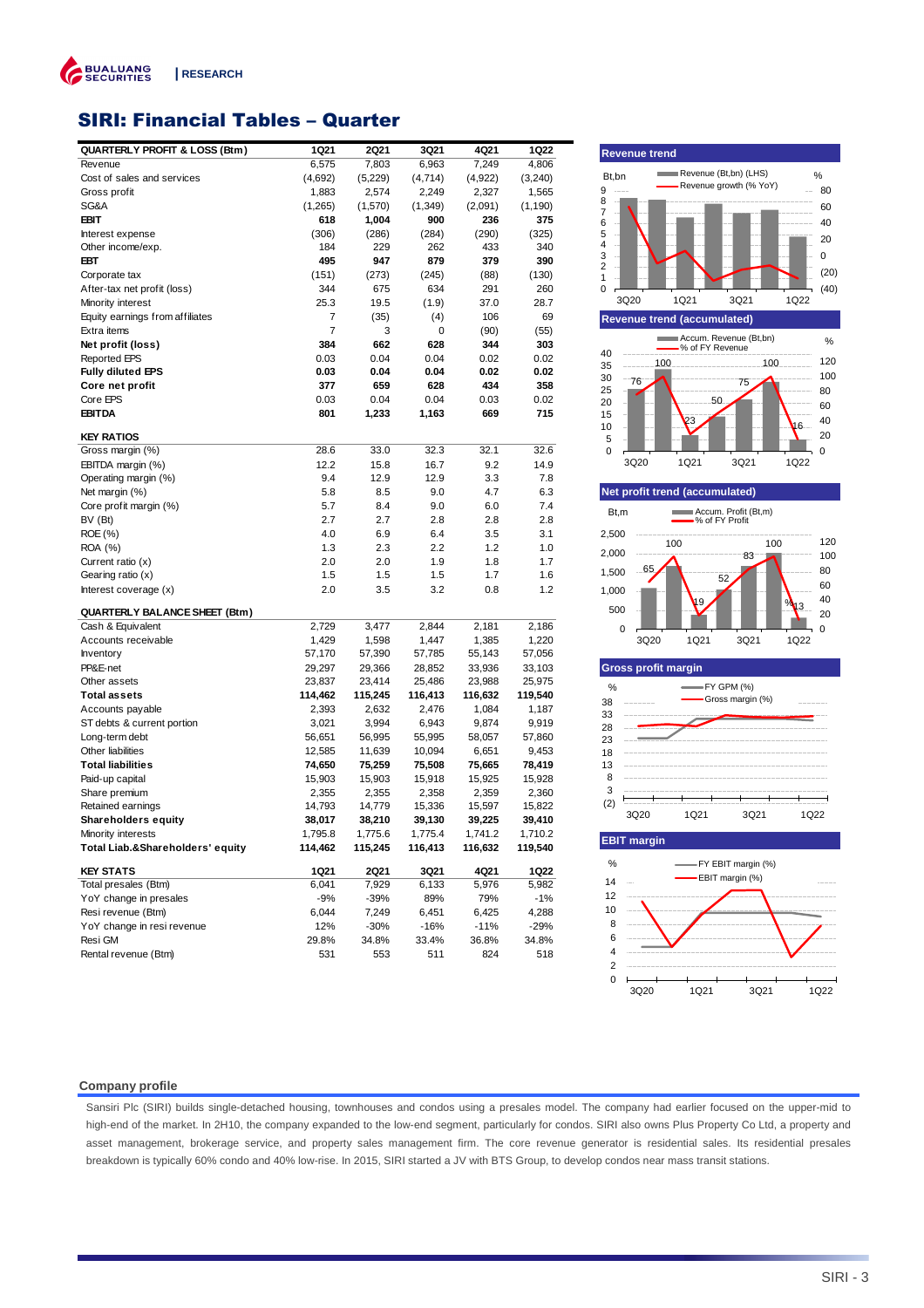# SIRI: Financial Tables – Quarter

| QUARTERLY PROFIT & LOSS (Btm) | 1Q21 | 2Q21 | 3Q21 | 4Q21 | 1Q22 |
|---|---|---|---|---|---|
| Revenue | 6,575 | 7,803 | 6,963 | 7,249 | 4,806 |
| Cost of sales and services | (4,692) | (5,229) | (4,714) | (4,922) | (3,240) |
| Gross profit | 1,883 | 2,574 | 2,249 | 2,327 | 1,565 |
| SG&A | (1,265) | (1,570) | (1,349) | (2,091) | (1,190) |
| **EBIT** | **618** | **1,004** | **900** | **236** | **375** |
| Interest expense | (306) | (286) | (284) | (290) | (325) |
| Other income/exp. | 184 | 229 | 262 | 433 | 340 |
| **EBT** | **495** | **947** | **879** | **379** | **390** |
| Corporate tax | (151) | (273) | (245) | (88) | (130) |
| After-tax net profit (loss) | 344 | 675 | 634 | 291 | 260 |
| Minority interest | 25.3 | 19.5 | (1.9) | 37.0 | 28.7 |
| Equity earnings from affiliates | 7 | (35) | (4) | 106 | 69 |
| Extra items | 7 | 3 | 0 | (90) | (55) |
| **Net profit (loss)** | **384** | **662** | **628** | **344** | **303** |
| Reported EPS | 0.03 | 0.04 | 0.04 | 0.02 | 0.02 |
| **Fully diluted EPS** | **0.03** | **0.04** | **0.04** | **0.02** | **0.02** |
| **Core net profit** | **377** | **659** | **628** | **434** | **358** |
| Core EPS | 0.03 | 0.04 | 0.04 | 0.03 | 0.02 |
| **EBITDA** | **801** | **1,233** | **1,163** | **669** | **715** |
| **KEY RATIOS** | | | | | |
| Gross margin (%) | 28.6 | 33.0 | 32.3 | 32.1 | 32.6 |
| EBITDA margin (%) | 12.2 | 15.8 | 16.7 | 9.2 | 14.9 |
| Operating margin (%) | 9.4 | 12.9 | 12.9 | 3.3 | 7.8 |
| Net margin (%) | 5.8 | 8.5 | 9.0 | 4.7 | 6.3 |
| Core profit margin (%) | 5.7 | 8.4 | 9.0 | 6.0 | 7.4 |
| BV (Bt) | 2.7 | 2.7 | 2.8 | 2.8 | 2.8 |
| ROE (%) | 4.0 | 6.9 | 6.4 | 3.5 | 3.1 |
| ROA (%) | 1.3 | 2.3 | 2.2 | 1.2 | 1.0 |
| Current ratio (x) | 2.0 | 2.0 | 1.9 | 1.8 | 1.7 |
| Gearing ratio (x) | 1.5 | 1.5 | 1.5 | 1.7 | 1.6 |
| Interest coverage (x) | 2.0 | 3.5 | 3.2 | 0.8 | 1.2 |

| QUARTERLY BALANCE SHEET (Btm) | 1Q21 | 2Q21 | 3Q21 | 4Q21 | 1Q22 |
|---|---|---|---|---|---|
| Cash & Equivalent | 2,729 | 3,477 | 2,844 | 2,181 | 2,186 |
| Accounts receivable | 1,429 | 1,598 | 1,447 | 1,385 | 1,220 |
| Inventory | 57,170 | 57,390 | 57,785 | 55,143 | 57,056 |
| PP&E-net | 29,297 | 29,366 | 28,852 | 33,936 | 33,103 |
| Other assets | 23,837 | 23,414 | 25,486 | 23,988 | 25,975 |
| **Total assets** | **114,462** | **115,245** | **116,413** | **116,632** | **119,540** |
| Accounts payable | 2,393 | 2,632 | 2,476 | 1,084 | 1,187 |
| ST debts & current portion | 3,021 | 3,994 | 6,943 | 9,874 | 9,919 |
| Long-term debt | 56,651 | 56,995 | 55,995 | 58,057 | 57,860 |
| Other liabilities | 12,585 | 11,639 | 10,094 | 6,651 | 9,453 |
| **Total liabilities** | **74,650** | **75,259** | **75,508** | **75,665** | **78,419** |
| Paid-up capital | 15,903 | 15,903 | 15,918 | 15,925 | 15,928 |
| Share premium | 2,355 | 2,355 | 2,358 | 2,359 | 2,360 |
| Retained earnings | 14,793 | 14,779 | 15,336 | 15,597 | 15,822 |
| **Shareholders equity** | **38,017** | **38,210** | **39,130** | **39,225** | **39,410** |
| Minority interests | 1,795.8 | 1,775.6 | 1,775.4 | 1,741.2 | 1,710.2 |
| **Total Liab.&Shareholders' equity** | **114,462** | **115,245** | **116,413** | **116,632** | **119,540** |

| KEY STATS | 1Q21 | 2Q21 | 3Q21 | 4Q21 | 1Q22 |
|---|---|---|---|---|---|
| Total presales (Btm) | 6,041 | 7,929 | 6,133 | 5,976 | 5,982 |
| YoY change in presales | -9% | -39% | 89% | 79% | -1% |
| Resi revenue (Btm) | 6,044 | 7,249 | 6,451 | 6,425 | 4,288 |
| YoY change in resi revenue | 12% | -30% | -16% | -11% | -29% |
| Resi GM | 29.8% | 34.8% | 33.4% | 36.8% | 34.8% |
| Rental revenue (Btm) | 531 | 553 | 511 | 824 | 518 |

**Revenue trend**

**Revenue trend (accumulated)**

**Net profit trend (accumulated)**

**Gross profit margin**

**EBIT margin**

### Company profile

Sansiri Plc (SIRI) builds single-detached housing, townhouses and condos using a presales model. The company had earlier focused on the upper-mid to high-end of the market. In 2H10, the company expanded to the low-end segment, particularly for condos. SIRI also owns Plus Property Co Ltd, a property and asset management, brokerage service, and property sales management firm. The core revenue generator is residential sales. Its residential presales breakdown is typically 60% condo and 40% low-rise. In 2015, SIRI started a JV with BTS Group, to develop condos near mass transit stations.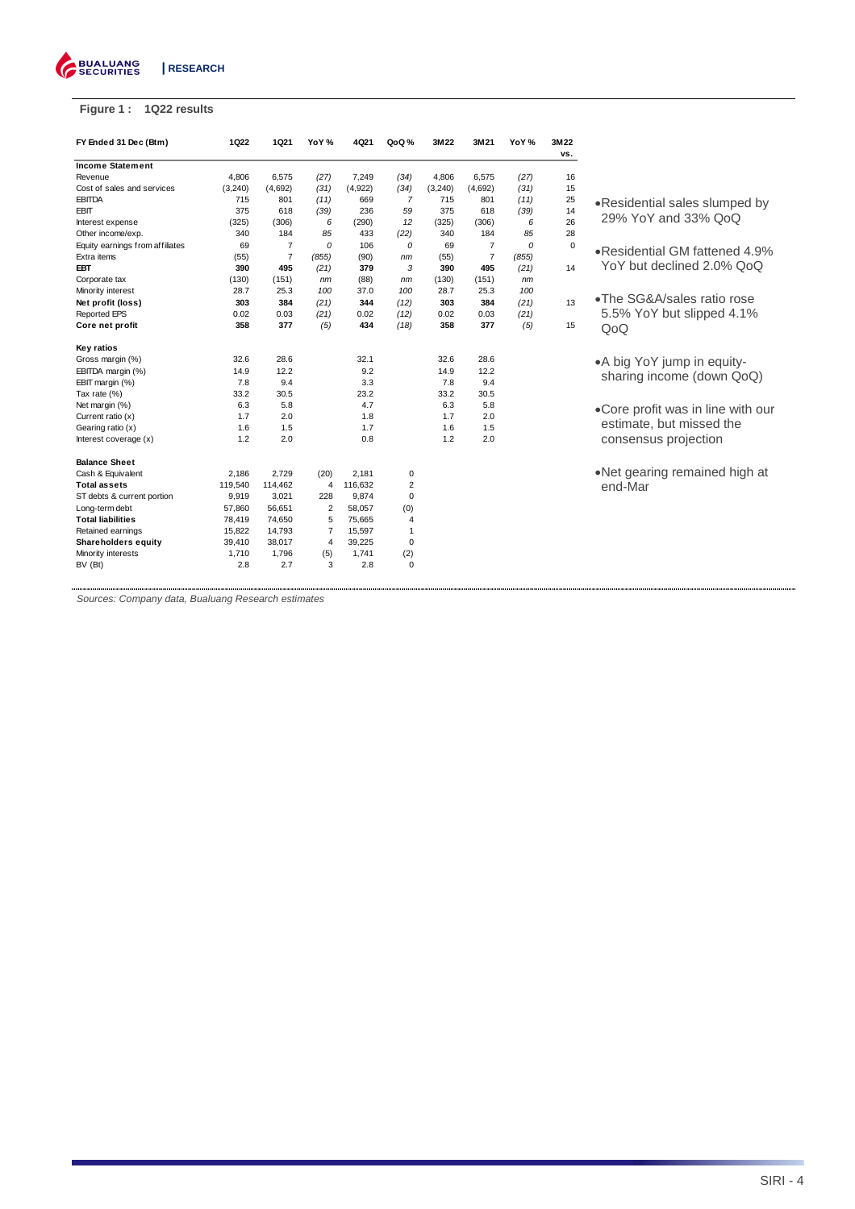**Figure 1 : 1Q22 results**

| FY Ended 31 Dec (Btm) | 1Q22 | 1Q21 | YoY % | 4Q21 | QoQ % | 3M22 | 3M21 | YoY % | 3M22 vs. |
|---|---|---|---|---|---|---|---|---|---|
| **Income Statement** | | | | | | | | | |
| Revenue | 4,806 | 6,575 | *(27)* | 7,249 | *(34)* | 4,806 | 6,575 | *(27)* | 16 |
| Cost of sales and services | (3,240) | (4,692) | *(31)* | (4,922) | *(34)* | (3,240) | (4,692) | *(31)* | 15 |
| EBITDA | 715 | 801 | *(11)* | 669 | *7* | 715 | 801 | *(11)* | 25 |
| EBIT | 375 | 618 | *(39)* | 236 | *59* | 375 | 618 | *(39)* | 14 |
| Interest expense | (325) | (306) | *6* | (290) | *12* | (325) | (306) | *6* | 26 |
| Other income/exp. | 340 | 184 | *85* | 433 | *(22)* | 340 | 184 | *85* | 28 |
| Equity earnings from affiliates | 69 | 7 | *0* | 106 | *0* | 69 | 7 | *0* | 0 |
| Extra items | (55) | 7 | *(855)* | (90) | *nm* | (55) | 7 | *(855)* | |
| **EBT** | **390** | **495** | *(21)* | **379** | *3* | **390** | **495** | *(21)* | 14 |
| Corporate tax | (130) | (151) | *nm* | (88) | *nm* | (130) | (151) | *nm* | |
| Minority interest | 28.7 | 25.3 | *100* | 37.0 | *100* | 28.7 | 25.3 | *100* | |
| **Net profit (loss)** | **303** | **384** | *(21)* | **344** | *(12)* | **303** | **384** | *(21)* | 13 |
| Reported EPS | 0.02 | 0.03 | *(21)* | 0.02 | *(12)* | 0.02 | 0.03 | *(21)* | |
| **Core net profit** | **358** | **377** | *(5)* | **434** | *(18)* | **358** | **377** | *(5)* | 15 |
| | | | | | | | | | |
| **Key ratios** | | | | | | | | | |
| Gross margin (%) | 32.6 | 28.6 | | 32.1 | | 32.6 | 28.6 | | |
| EBITDA margin (%) | 14.9 | 12.2 | | 9.2 | | 14.9 | 12.2 | | |
| EBIT margin (%) | 7.8 | 9.4 | | 3.3 | | 7.8 | 9.4 | | |
| Tax rate (%) | 33.2 | 30.5 | | 23.2 | | 33.2 | 30.5 | | |
| Net margin (%) | 6.3 | 5.8 | | 4.7 | | 6.3 | 5.8 | | |
| Current ratio (x) | 1.7 | 2.0 | | 1.8 | | 1.7 | 2.0 | | |
| Gearing ratio (x) | 1.6 | 1.5 | | 1.7 | | 1.6 | 1.5 | | |
| Interest coverage (x) | 1.2 | 2.0 | | 0.8 | | 1.2 | 2.0 | | |
| | | | | | | | | | |
| **Balance Sheet** | | | | | | | | | |
| Cash & Equivalent | 2,186 | 2,729 | (20) | 2,181 | 0 | | | | |
| **Total assets** | 119,540 | 114,462 | 4 | 116,632 | 2 | | | | |
| ST debts & current portion | 9,919 | 3,021 | 228 | 9,874 | 0 | | | | |
| Long-term debt | 57,860 | 56,651 | 2 | 58,057 | (0) | | | | |
| **Total liabilities** | 78,419 | 74,650 | 5 | 75,665 | 4 | | | | |
| Retained earnings | 15,822 | 14,793 | 7 | 15,597 | 1 | | | | |
| **Shareholders equity** | 39,410 | 38,017 | 4 | 39,225 | 0 | | | | |
| Minority interests | 1,710 | 1,796 | (5) | 1,741 | (2) | | | | |
| BV (Bt) | 2.8 | 2.7 | 3 | 2.8 | 0 | | | | |

- Residential sales slumped by 29% YoY and 33% QoQ
- Residential GM fattened 4.9% YoY but declined 2.0% QoQ
- The SG&A/sales ratio rose 5.5% YoY but slipped 4.1% QoQ
- A big YoY jump in equity-sharing income (down QoQ)
- Core profit was in line with our estimate, but missed the consensus projection
- Net gearing remained high at end-Mar

*Sources: Company data, Bualuang Research estimates*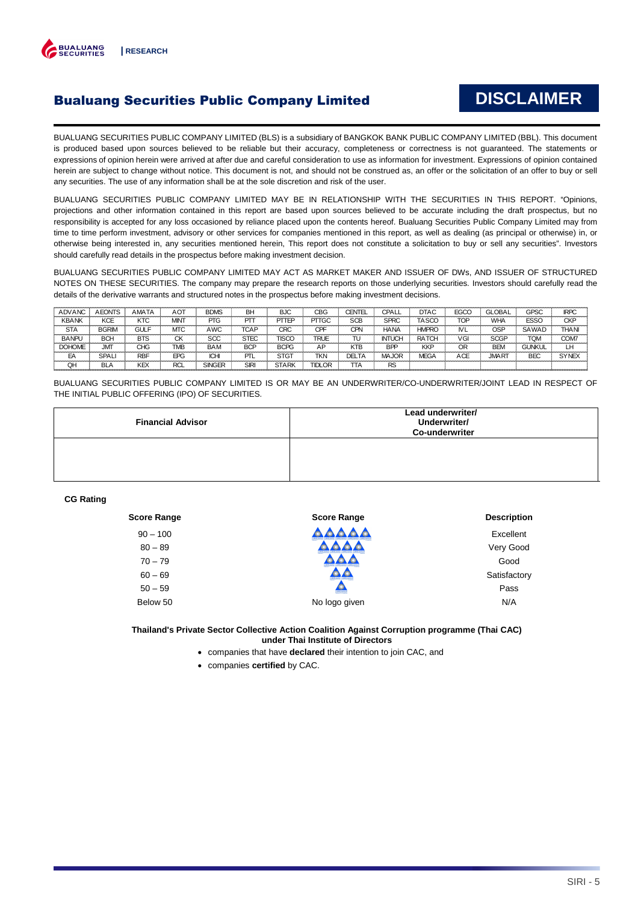# Bualuang Securities Public Company Limited

## DISCLAIMER

BUALUANG SECURITIES PUBLIC COMPANY LIMITED (BLS) is a subsidiary of BANGKOK BANK PUBLIC COMPANY LIMITED (BBL). This document is produced based upon sources believed to be reliable but their accuracy, completeness or correctness is not guaranteed. The statements or expressions of opinion herein were arrived at after due and careful consideration to use as information for investment. Expressions of opinion contained herein are subject to change without notice. This document is not, and should not be construed as, an offer or the solicitation of an offer to buy or sell any securities. The use of any information shall be at the sole discretion and risk of the user.

BUALUANG SECURITIES PUBLIC COMPANY LIMITED MAY BE IN RELATIONSHIP WITH THE SECURITIES IN THIS REPORT. "Opinions, projections and other information contained in this report are based upon sources believed to be accurate including the draft prospectus, but no responsibility is accepted for any loss occasioned by reliance placed upon the contents hereof. Bualuang Securities Public Company Limited may from time to time perform investment, advisory or other services for companies mentioned in this report, as well as dealing (as principal or otherwise) in, or otherwise being interested in, any securities mentioned herein, This report does not constitute a solicitation to buy or sell any securities". Investors should carefully read details in the prospectus before making investment decision.

BUALUANG SECURITIES PUBLIC COMPANY LIMITED MAY ACT AS MARKET MAKER AND ISSUER OF DWs, AND ISSUER OF STRUCTURED NOTES ON THESE SECURITIES. The company may prepare the research reports on those underlying securities. Investors should carefully read the details of the derivative warrants and structured notes in the prospectus before making investment decisions.

| | | | | | | | | | | | | | | |
|---|---|---|---|---|---|---|---|---|---|---|---|---|---|---|
| ADVANC | AEONTS | AMATA | AOT | BDMS | BH | BJC | CBG | CENTEL | CPALL | DTAC | EGCO | GLOBAL | GPSC | IRPC |
| KBANK | KCE | KTC | MINT | PTG | PTT | PTTEP | PTTGC | SCB | SPRC | TASCO | TOP | WHA | ESSO | CKP |
| STA | BGRIM | GULF | MTC | AWC | TCAP | CRC | CPF | CPN | HANA | HMPRO | IVL | OSP | SAWAD | THANI |
| BANPU | BCH | BTS | CK | SCC | STEC | TISCO | TRUE | TU | INTUCH | RATCH | VGI | SCGP | TQM | COM7 |
| DOHOME | JMT | CHG | TMB | BAM | BCP | BCPG | AP | KTB | BPP | KKP | OR | BEM | GUNKUL | LH |
| EA | SPALI | RBF | EPG | ICHI | PTL | STGT | TKN | DELTA | MAJOR | MEGA | ACE | JMART | BEC | SYNEX |
| QH | BLA | KEX | RCL | SINGER | SIRI | STARK | TIDLOR | TTA | RS | | | | | |

BUALUANG SECURITIES PUBLIC COMPANY LIMITED IS OR MAY BE AN UNDERWRITER/CO-UNDERWRITER/JOINT LEAD IN RESPECT OF THE INITIAL PUBLIC OFFERING (IPO) OF SECURITIES.

| Financial Advisor | Lead underwriter/ Underwriter/ Co-underwriter |
|---|---|
| | |

**CG Rating**

| Score Range | Score Range | Description |
|---|---|---|
| 90 – 100 | ▲▲▲▲▲ | Excellent |
| 80 – 89 | ▲▲▲▲ | Very Good |
| 70 – 79 | ▲▲▲ | Good |
| 60 – 69 | ▲▲ | Satisfactory |
| 50 – 59 | ▲ | Pass |
| Below 50 | No logo given | N/A |

**Thailand's Private Sector Collective Action Coalition Against Corruption programme (Thai CAC) under Thai Institute of Directors**

- companies that have **declared** their intention to join CAC, and
- companies **certified** by CAC.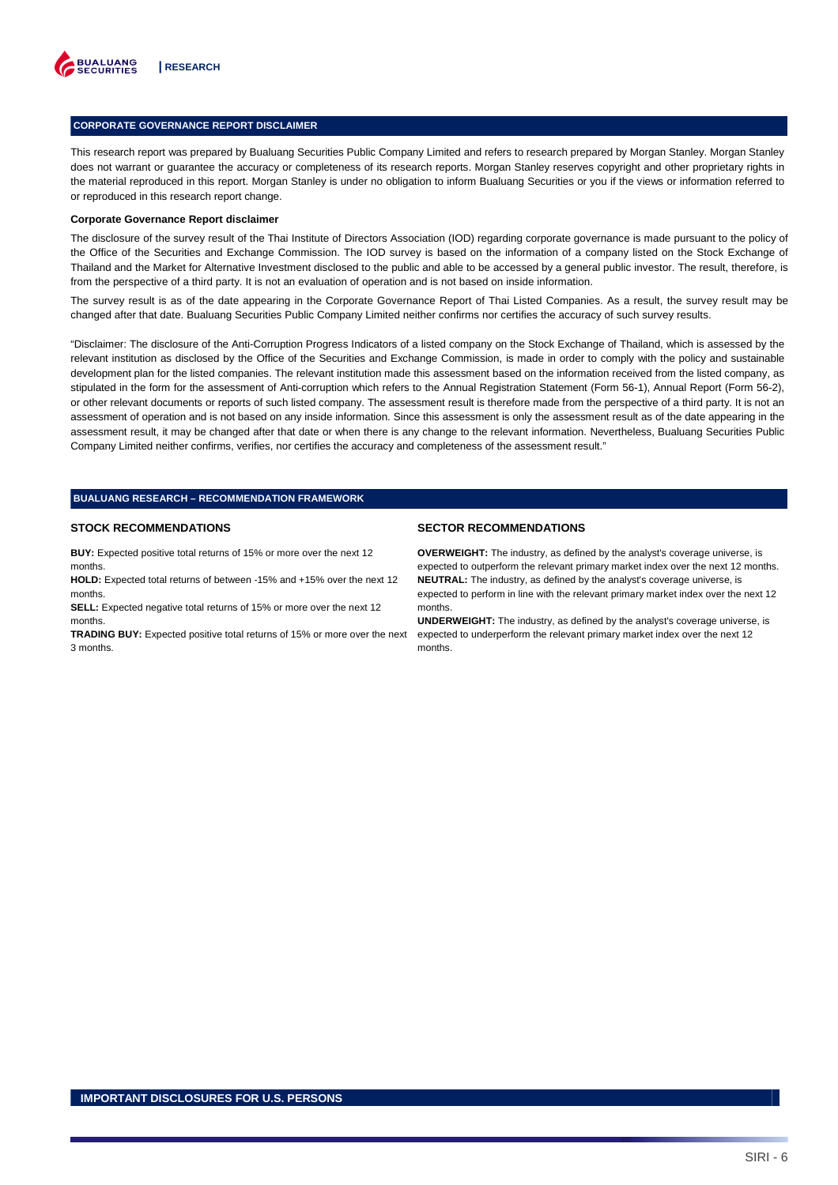## CORPORATE GOVERNANCE REPORT DISCLAIMER

This research report was prepared by Bualuang Securities Public Company Limited and refers to research prepared by Morgan Stanley. Morgan Stanley does not warrant or guarantee the accuracy or completeness of its research reports. Morgan Stanley reserves copyright and other proprietary rights in the material reproduced in this report. Morgan Stanley is under no obligation to inform Bualuang Securities or you if the views or information referred to or reproduced in this research report change.

**Corporate Governance Report disclaimer**

The disclosure of the survey result of the Thai Institute of Directors Association (IOD) regarding corporate governance is made pursuant to the policy of the Office of the Securities and Exchange Commission. The IOD survey is based on the information of a company listed on the Stock Exchange of Thailand and the Market for Alternative Investment disclosed to the public and able to be accessed by a general public investor. The result, therefore, is from the perspective of a third party. It is not an evaluation of operation and is not based on inside information.

The survey result is as of the date appearing in the Corporate Governance Report of Thai Listed Companies. As a result, the survey result may be changed after that date. Bualuang Securities Public Company Limited neither confirms nor certifies the accuracy of such survey results.

"Disclaimer: The disclosure of the Anti-Corruption Progress Indicators of a listed company on the Stock Exchange of Thailand, which is assessed by the relevant institution as disclosed by the Office of the Securities and Exchange Commission, is made in order to comply with the policy and sustainable development plan for the listed companies. The relevant institution made this assessment based on the information received from the listed company, as stipulated in the form for the assessment of Anti-corruption which refers to the Annual Registration Statement (Form 56-1), Annual Report (Form 56-2), or other relevant documents or reports of such listed company. The assessment result is therefore made from the perspective of a third party. It is not an assessment of operation and is not based on any inside information. Since this assessment is only the assessment result as of the date appearing in the assessment result, it may be changed after that date or when there is any change to the relevant information. Nevertheless, Bualuang Securities Public Company Limited neither confirms, verifies, nor certifies the accuracy and completeness of the assessment result."

## BUALUANG RESEARCH – RECOMMENDATION FRAMEWORK

### STOCK RECOMMENDATIONS

**BUY:** Expected positive total returns of 15% or more over the next 12 months.
**HOLD:** Expected total returns of between -15% and +15% over the next 12 months.
**SELL:** Expected negative total returns of 15% or more over the next 12 months.
**TRADING BUY:** Expected positive total returns of 15% or more over the next 3 months.

### SECTOR RECOMMENDATIONS

**OVERWEIGHT:** The industry, as defined by the analyst's coverage universe, is expected to outperform the relevant primary market index over the next 12 months.
**NEUTRAL:** The industry, as defined by the analyst's coverage universe, is expected to perform in line with the relevant primary market index over the next 12 months.
**UNDERWEIGHT:** The industry, as defined by the analyst's coverage universe, is expected to underperform the relevant primary market index over the next 12 months.

## IMPORTANT DISCLOSURES FOR U.S. PERSONS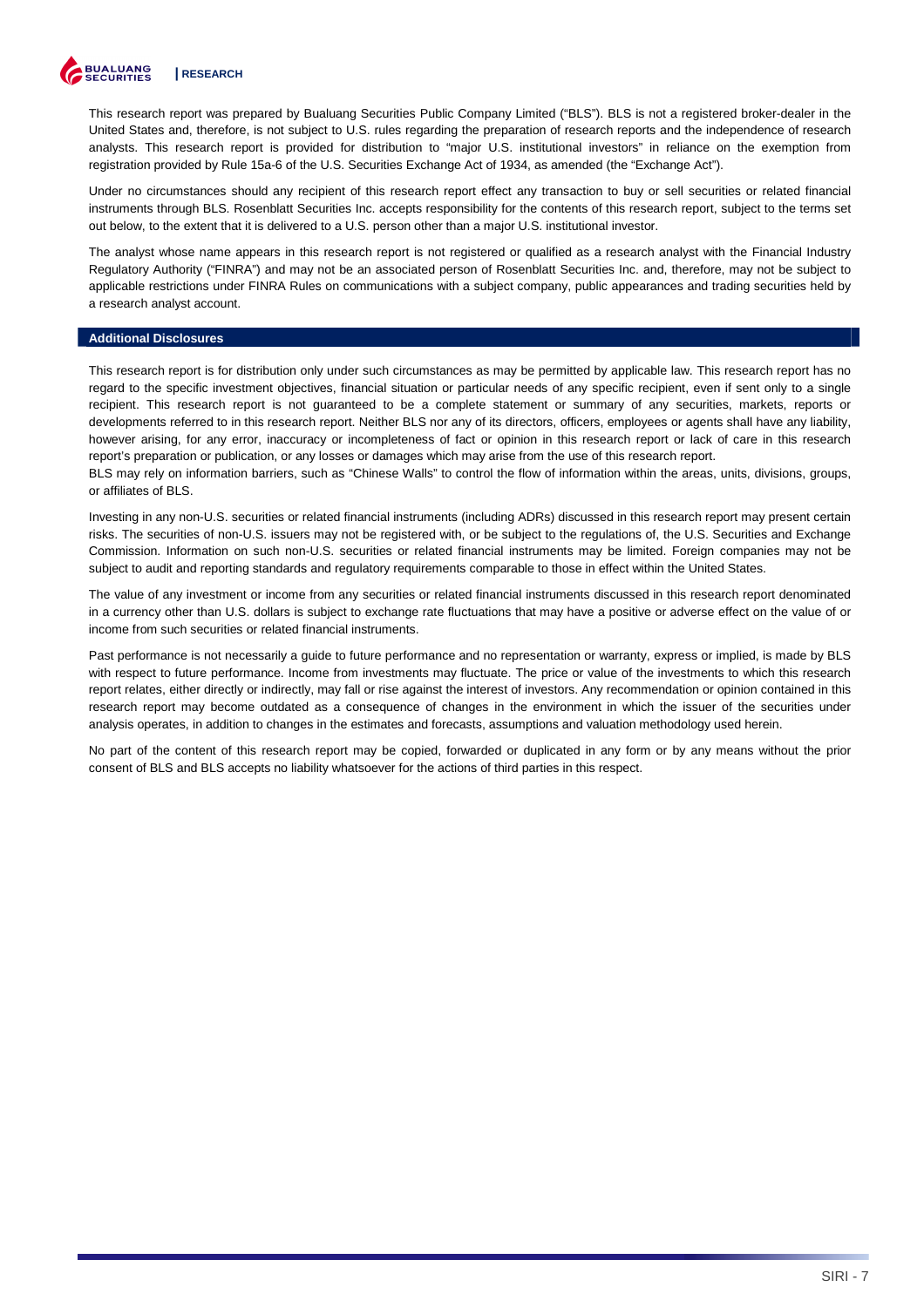This research report was prepared by Bualuang Securities Public Company Limited ("BLS"). BLS is not a registered broker-dealer in the United States and, therefore, is not subject to U.S. rules regarding the preparation of research reports and the independence of research analysts. This research report is provided for distribution to "major U.S. institutional investors" in reliance on the exemption from registration provided by Rule 15a-6 of the U.S. Securities Exchange Act of 1934, as amended (the "Exchange Act").

Under no circumstances should any recipient of this research report effect any transaction to buy or sell securities or related financial instruments through BLS. Rosenblatt Securities Inc. accepts responsibility for the contents of this research report, subject to the terms set out below, to the extent that it is delivered to a U.S. person other than a major U.S. institutional investor.

The analyst whose name appears in this research report is not registered or qualified as a research analyst with the Financial Industry Regulatory Authority ("FINRA") and may not be an associated person of Rosenblatt Securities Inc. and, therefore, may not be subject to applicable restrictions under FINRA Rules on communications with a subject company, public appearances and trading securities held by a research analyst account.

## Additional Disclosures

This research report is for distribution only under such circumstances as may be permitted by applicable law. This research report has no regard to the specific investment objectives, financial situation or particular needs of any specific recipient, even if sent only to a single recipient. This research report is not guaranteed to be a complete statement or summary of any securities, markets, reports or developments referred to in this research report. Neither BLS nor any of its directors, officers, employees or agents shall have any liability, however arising, for any error, inaccuracy or incompleteness of fact or opinion in this research report or lack of care in this research report's preparation or publication, or any losses or damages which may arise from the use of this research report.

BLS may rely on information barriers, such as "Chinese Walls" to control the flow of information within the areas, units, divisions, groups, or affiliates of BLS.

Investing in any non-U.S. securities or related financial instruments (including ADRs) discussed in this research report may present certain risks. The securities of non-U.S. issuers may not be registered with, or be subject to the regulations of, the U.S. Securities and Exchange Commission. Information on such non-U.S. securities or related financial instruments may be limited. Foreign companies may not be subject to audit and reporting standards and regulatory requirements comparable to those in effect within the United States.

The value of any investment or income from any securities or related financial instruments discussed in this research report denominated in a currency other than U.S. dollars is subject to exchange rate fluctuations that may have a positive or adverse effect on the value of or income from such securities or related financial instruments.

Past performance is not necessarily a guide to future performance and no representation or warranty, express or implied, is made by BLS with respect to future performance. Income from investments may fluctuate. The price or value of the investments to which this research report relates, either directly or indirectly, may fall or rise against the interest of investors. Any recommendation or opinion contained in this research report may become outdated as a consequence of changes in the environment in which the issuer of the securities under analysis operates, in addition to changes in the estimates and forecasts, assumptions and valuation methodology used herein.

No part of the content of this research report may be copied, forwarded or duplicated in any form or by any means without the prior consent of BLS and BLS accepts no liability whatsoever for the actions of third parties in this respect.